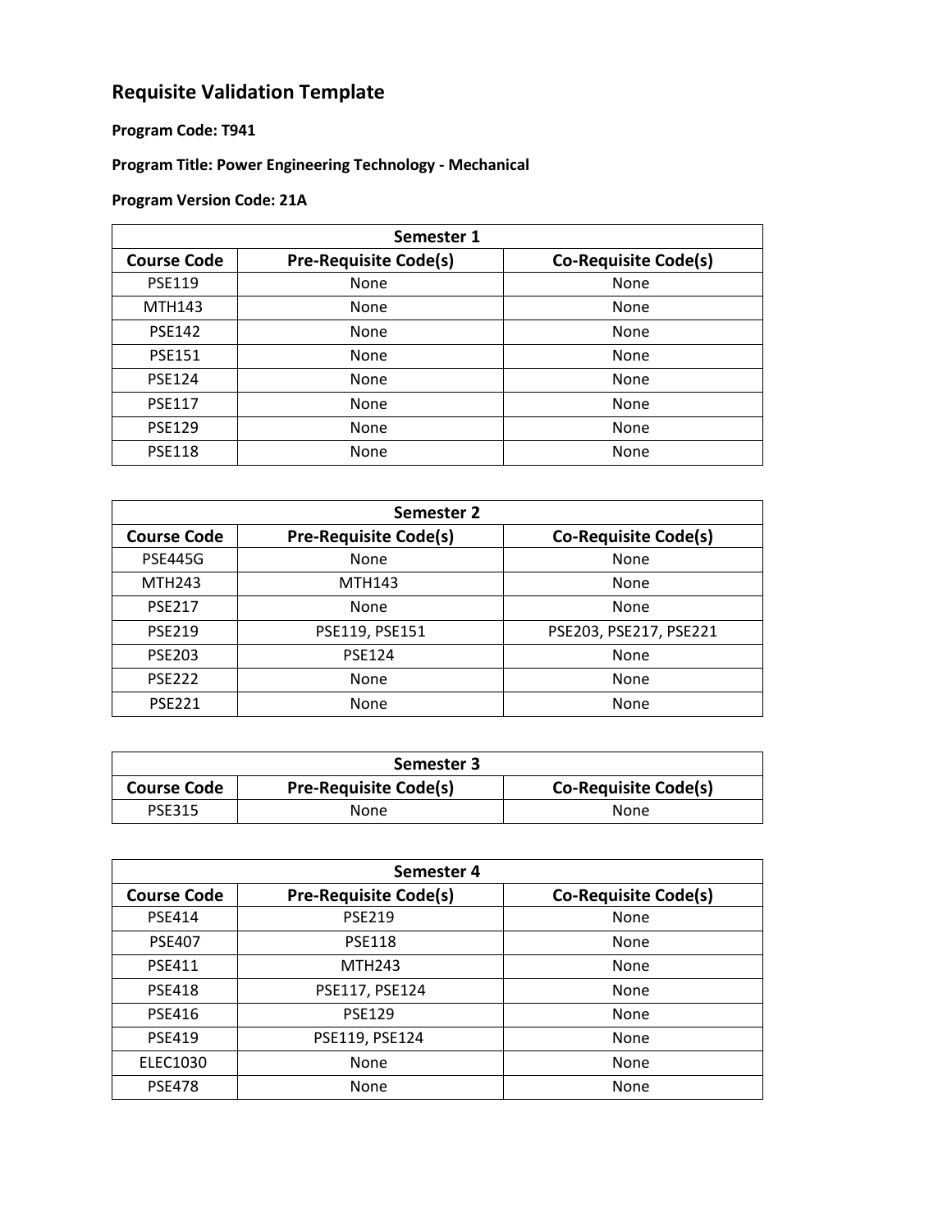# Requisite Validation Template

**Program Code: T941**

**Program Title: Power Engineering Technology - Mechanical**

**Program Version Code: 21A**

| Semester 1 | | |
|---|---|---|
| **Course Code** | **Pre-Requisite Code(s)** | **Co-Requisite Code(s)** |
| PSE119 | None | None |
| MTH143 | None | None |
| PSE142 | None | None |
| PSE151 | None | None |
| PSE124 | None | None |
| PSE117 | None | None |
| PSE129 | None | None |
| PSE118 | None | None |

| Semester 2 | | |
|---|---|---|
| **Course Code** | **Pre-Requisite Code(s)** | **Co-Requisite Code(s)** |
| PSE445G | None | None |
| MTH243 | MTH143 | None |
| PSE217 | None | None |
| PSE219 | PSE119, PSE151 | PSE203, PSE217, PSE221 |
| PSE203 | PSE124 | None |
| PSE222 | None | None |
| PSE221 | None | None |

| Semester 3 | | |
|---|---|---|
| **Course Code** | **Pre-Requisite Code(s)** | **Co-Requisite Code(s)** |
| PSE315 | None | None |

| Semester 4 | | |
|---|---|---|
| **Course Code** | **Pre-Requisite Code(s)** | **Co-Requisite Code(s)** |
| PSE414 | PSE219 | None |
| PSE407 | PSE118 | None |
| PSE411 | MTH243 | None |
| PSE418 | PSE117, PSE124 | None |
| PSE416 | PSE129 | None |
| PSE419 | PSE119, PSE124 | None |
| ELEC1030 | None | None |
| PSE478 | None | None |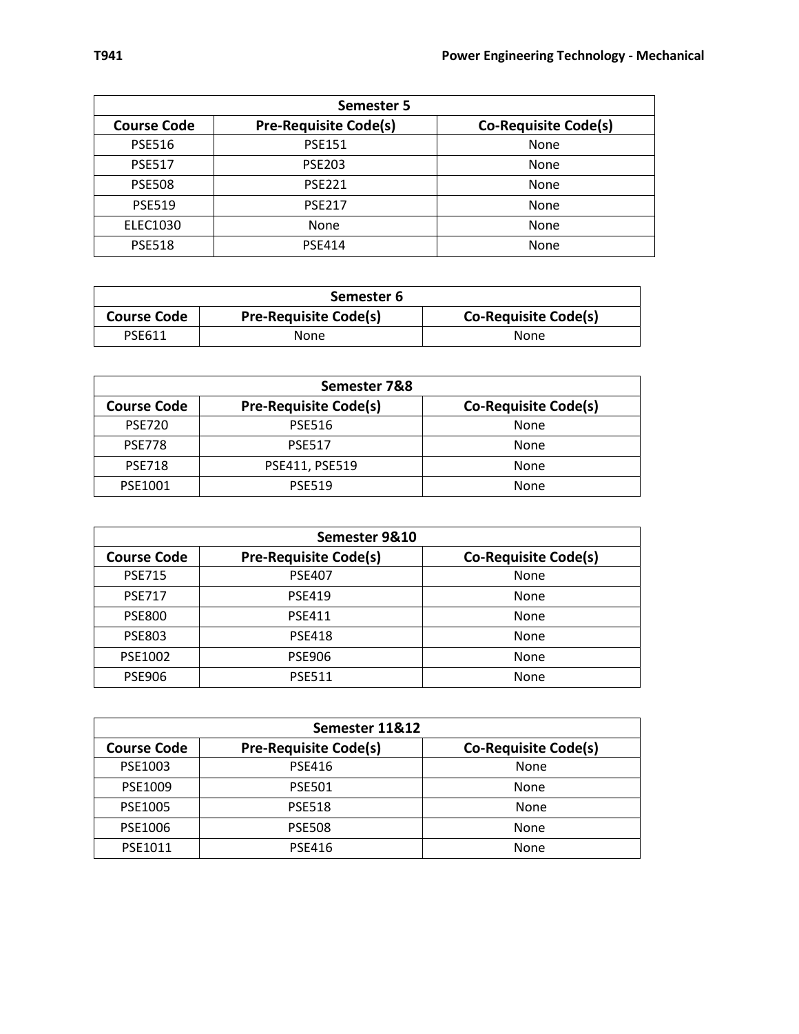| Semester 5 | | |
|---|---|---|
| **Course Code** | **Pre-Requisite Code(s)** | **Co-Requisite Code(s)** |
| PSE516 | PSE151 | None |
| PSE517 | PSE203 | None |
| PSE508 | PSE221 | None |
| PSE519 | PSE217 | None |
| ELEC1030 | None | None |
| PSE518 | PSE414 | None |

| Semester 6 | | |
|---|---|---|
| **Course Code** | **Pre-Requisite Code(s)** | **Co-Requisite Code(s)** |
| PSE611 | None | None |

| Semester 7&8 | | |
|---|---|---|
| **Course Code** | **Pre-Requisite Code(s)** | **Co-Requisite Code(s)** |
| PSE720 | PSE516 | None |
| PSE778 | PSE517 | None |
| PSE718 | PSE411, PSE519 | None |
| PSE1001 | PSE519 | None |

| Semester 9&10 | | |
|---|---|---|
| **Course Code** | **Pre-Requisite Code(s)** | **Co-Requisite Code(s)** |
| PSE715 | PSE407 | None |
| PSE717 | PSE419 | None |
| PSE800 | PSE411 | None |
| PSE803 | PSE418 | None |
| PSE1002 | PSE906 | None |
| PSE906 | PSE511 | None |

| Semester 11&12 | | |
|---|---|---|
| **Course Code** | **Pre-Requisite Code(s)** | **Co-Requisite Code(s)** |
| PSE1003 | PSE416 | None |
| PSE1009 | PSE501 | None |
| PSE1005 | PSE518 | None |
| PSE1006 | PSE508 | None |
| PSE1011 | PSE416 | None |